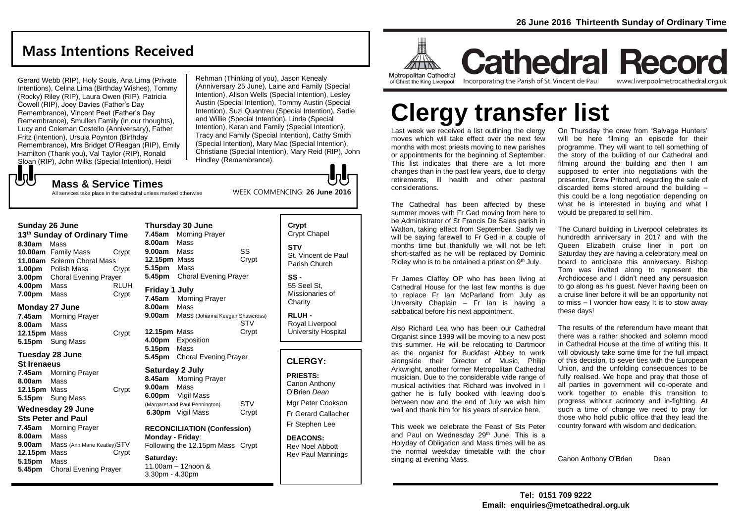26 June 2016 Thirteenth Sunday of Ordinary Time

# Cathedral Record

Metropolitan Cathedral of Christ the King Liverpool

Incorporating the Parish of St. Vincent de Paul

www.liverpoolmetrocathedral.org.uk

# Clergy transfer list

Last week we received a list outlining the clergy moves which will take effect over the next few months with most priests moving to new parishes or appointments for the beginning of September. This list indicates that there are a lot more changes than in the past few years, due to clergy retirements, ill health and other pastoral considerations.

The Cathedral has been affected by these summer moves with Fr Ged moving from here to be Administrator of St Francis De Sales parish in Walton, taking effect from September. Sadly we will be saying farewell to Fr Ged in a couple of months time but thankfully we will not be left short-staffed as he will be replaced by Dominic Ridley who is to be ordained a priest on 9th July.

Fr James Claffey OP who has been living at Cathedral House for the last few months is due to replace Fr Ian McParland from July as University Chaplain – Fr Ian is having a sabbatical before his next appointment.

Also Richard Lea who has been our Cathedral Organist since 1999 will be moving to a new post this summer. He will be relocating to Dartmoor as the organist for Buckfast Abbey to work alongside their Director of Music, Philip Arkwright, another former Metropolitan Cathedral musician. Due to the considerable wide range of musical activities that Richard was involved in I gather he is fully booked with leaving doo's between now and the end of July we wish him well and thank him for his years of service here.

This week we celebrate the Feast of Sts Peter and Paul on Wednesday 29th June. This is a Holyday of Obligation and Mass times will be as the normal weekday timetable with the choir singing at evening Mass.

On Thursday the crew from 'Salvage Hunters' will be here filming an episode for their programme. They will want to tell something of the story of the building of our Cathedral and filming around the building and then I am supposed to enter into negotiations with the presenter, Drew Pritchard, regarding the sale of discarded items stored around the building – this could be a long negotiation depending on what he is interested in buying and what I would be prepared to sell him.

The Cunard building in Liverpool celebrates its hundredth anniversary in 2017 and with the Queen Elizabeth cruise liner in port on Saturday they are having a celebratory meal on board to anticipate this anniversary. Bishop Tom was invited along to represent the Archdiocese and I didn't need any persuasion to go along as his guest. Never having been on a cruise liner before it will be an opportunity not to miss – I wonder how easy It is to stow away these days!

The results of the referendum have meant that there was a rather shocked and solemn mood in Cathedral House at the time of writing this. It will obviously take some time for the full impact of this decision, to sever ties with the European Union, and the unfolding consequences to be fully realised. We hope and pray that those of all parties in government will co-operate and work together to enable this transition to progress without acrimony and in-fighting. At such a time of change we need to pray for those who hold public office that they lead the country forward with wisdom and dedication.

Canon Anthony O'Brien Dean

## Mass Intentions Received

Gerard Webb (RIP), Holy Souls, Ana Lima (Private Intentions), Celina Lima (Birthday Wishes), Tommy (Rocky) Riley (RIP), Laura Owen (RIP), Patricia Cowell (RIP), Joey Davies (Father's Day Remembrance), Vincent Peet (Father's Day Remembrance), Smullen Family (In our thoughts), Lucy and Coleman Costello (Anniversary), Father Fritz (Intention), Ursula Poynton (Birthday Remembrance), Mrs Bridget O'Reagan (RIP), Emily Hamilton (Thank you), Val Taylor (RIP), Ronald Sloan (RIP), John Wilks (Special Intention), Heidi Rehman (Thinking of you), Jason Kenealy (Anniversary 25 June), Laine and Family (Special Intention), Alison Wells (Special Intention), Lesley Austin (Special Intention), Tommy Austin (Special Intention), Suzi Quantreu (Special Intention), Sadie and Willie (Special Intention), Linda (Special Intention), Karan and Family (Special Intention), Tracy and Family (Special Intention), Cathy Smith (Special Intention), Mary Mac (Special Intention), Christiane (Special Intention), Mary Reid (RIP), John Hindley (Remembrance).

## Mass & Service Times

All services take place in the cathedral unless marked otherwise

WEEK COMMENCING: **26 June 2016**

**Sunday 26 June**
**13th Sunday of Ordinary Time**
**8.30am** Mass
**10.00am** Family Mass — Crypt
**11.00am** Solemn Choral Mass
**1.00pm** Polish Mass — Crypt
**3.00pm** Choral Evening Prayer
**4.00pm** Mass — RLUH
**7.00pm** Mass — Crypt

**Monday 27 June**
**7.45am** Morning Prayer
**8.00am** Mass
**12.15pm** Mass — Crypt
**5.15pm** Sung Mass

**Tuesday 28 June**
**St Irenaeus**
**7.45am** Morning Prayer
**8.00am** Mass
**12.15pm** Mass — Crypt
**5.15pm** Sung Mass

**Wednesday 29 June**
**Sts Peter and Paul**
**7.45am** Morning Prayer
**8.00am** Mass
**9.00am** Mass (Ann Marie Keatley) — STV
**12.15pm** Mass — Crypt
**5.15pm** Mass
**5.45pm** Choral Evening Prayer

**Thursday 30 June**
**7.45am** Morning Prayer
**8.00am** Mass
**9.00am** Mass — SS
**12.15pm** Mass — Crypt
**5.15pm** Mass
**5.45pm** Choral Evening Prayer

**Friday 1 July**
**7.45am** Morning Prayer
**8.00am** Mass
**9.00am** Mass (Johanna Keegan Shawcross) — STV
**12.15pm** Mass — Crypt
**4.00pm** Exposition
**5.15pm** Mass
**5.45pm** Choral Evening Prayer

**Saturday 2 July**
**8.45am** Morning Prayer
**9.00am** Mass
**6.00pm** Vigil Mass (Margaret and Paul Pennington) — STV
**6.30pm** Vigil Mass — Crypt

**RECONCILIATION (Confession)**
**Monday - Friday**:
Following the 12.15pm Mass — Crypt

**Saturday:**
11.00am – 12noon &
3.30pm - 4.30pm

**Crypt**
Crypt Chapel

**STV**
St. Vincent de Paul Parish Church

**SS -**
55 Seel St, Missionaries of Charity

**RLUH -**
Royal Liverpool University Hospital

### CLERGY:

**PRIESTS:**
Canon Anthony O'Brien *Dean*
Mgr Peter Cookson
Fr Gerard Callacher
Fr Stephen Lee

**DEACONS:**
Rev Noel Abbott
Rev Paul Mannings

**Tel: 0151 709 9222**
**Email: enquiries@metcathedral.org.uk**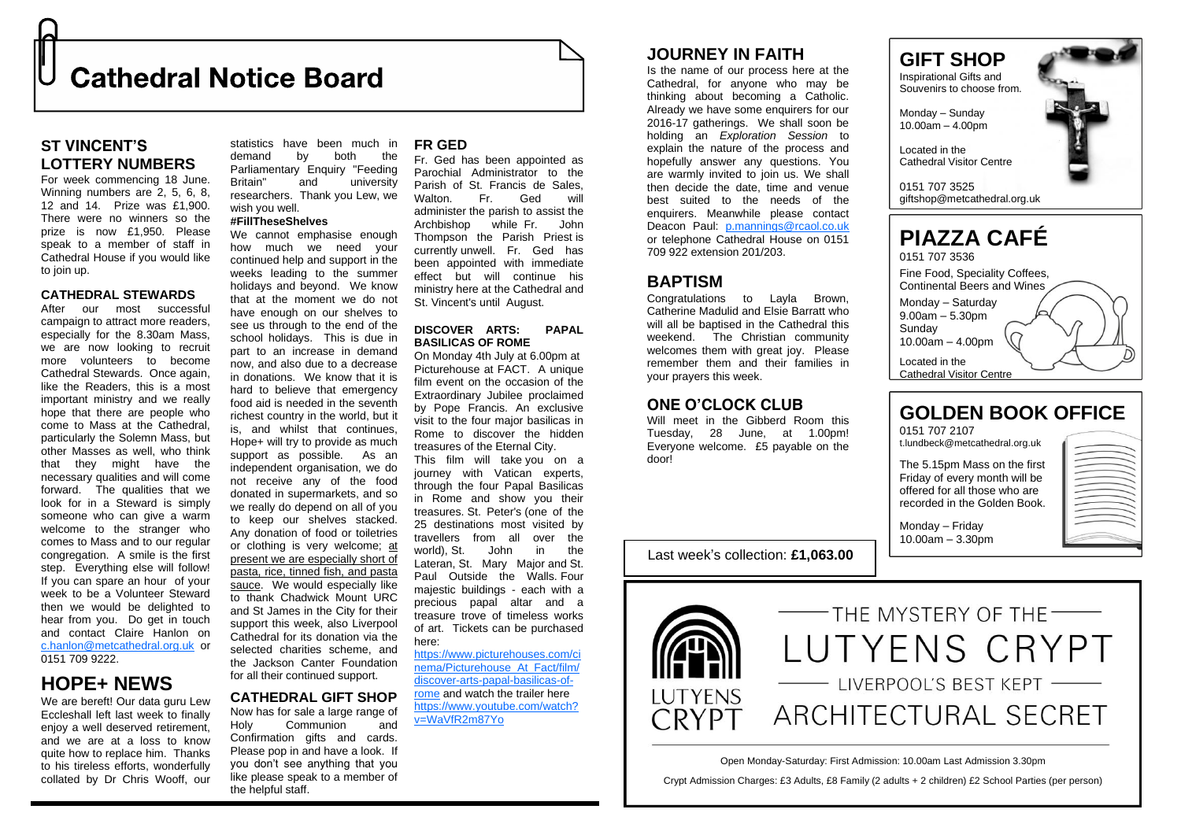# Cathedral Notice Board

## ST VINCENT'S LOTTERY NUMBERS

For week commencing 18 June. Winning numbers are 2, 5, 6, 8, 12 and 14. Prize was £1,900. There were no winners so the prize is now £1,950. Please speak to a member of staff in Cathedral House if you would like to join up.

### CATHEDRAL STEWARDS

After our most successful campaign to attract more readers, especially for the 8.30am Mass, we are now looking to recruit more volunteers to become Cathedral Stewards. Once again, like the Readers, this is a most important ministry and we really hope that there are people who come to Mass at the Cathedral, particularly the Solemn Mass, but other Masses as well, who think that they might have the necessary qualities and will come forward. The qualities that we look for in a Steward is simply someone who can give a warm welcome to the stranger who comes to Mass and to our regular congregation. A smile is the first step. Everything else will follow! If you can spare an hour of your week to be a Volunteer Steward then we would be delighted to hear from you. Do get in touch and contact Claire Hanlon on c.hanlon@metcathedral.org.uk or 0151 709 9222.

## HOPE+ NEWS

We are bereft! Our data guru Lew Eccleshall left last week to finally enjoy a well deserved retirement, and we are at a loss to know quite how to replace him. Thanks to his tireless efforts, wonderfully collated by Dr Chris Wooff, our statistics have been much in demand by both the Parliamentary Enquiry "Feeding Britain" and university researchers. Thank you Lew, we wish you well.

**#FillTheseShelves**

We cannot emphasise enough how much we need your continued help and support in the weeks leading to the summer holidays and beyond. We know that at the moment we do not have enough on our shelves to see us through to the end of the school holidays. This is due in part to an increase in demand now, and also due to a decrease in donations. We know that it is hard to believe that emergency food aid is needed in the seventh richest country in the world, but it is, and whilst that continues, Hope+ will try to provide as much support as possible. As an independent organisation, we do not receive any of the food donated in supermarkets, and so we really do depend on all of you to keep our shelves stacked. Any donation of food or toiletries or clothing is very welcome; at present we are especially short of pasta, rice, tinned fish, and pasta sauce. We would especially like to thank Chadwick Mount URC and St James in the City for their support this week, also Liverpool Cathedral for its donation via the selected charities scheme, and the Jackson Canter Foundation for all their continued support.

### CATHEDRAL GIFT SHOP

Now has for sale a large range of Holy Communion and Confirmation gifts and cards. Please pop in and have a look. If you don't see anything that you like please speak to a member of the helpful staff.

### FR GED

Fr. Ged has been appointed as Parochial Administrator to the Parish of St. Francis de Sales, Walton. Fr. Ged will administer the parish to assist the Archbishop while Fr. John Thompson the Parish Priest is currently unwell. Fr. Ged has been appointed with immediate effect but will continue his ministry here at the Cathedral and St. Vincent's until August.

### DISCOVER ARTS: PAPAL BASILICAS OF ROME

On Monday 4th July at 6.00pm at Picturehouse at FACT. A unique film event on the occasion of the Extraordinary Jubilee proclaimed by Pope Francis. An exclusive visit to the four major basilicas in Rome to discover the hidden treasures of the Eternal City.

This film will take you on a journey with Vatican experts, through the four Papal Basilicas in Rome and show you their treasures. St. Peter's (one of the 25 destinations most visited by travellers from all over the world), St. John in the Lateran, St. Mary Major and St. Paul Outside the Walls. Four majestic buildings - each with a precious papal altar and a treasure trove of timeless works of art. Tickets can be purchased here:

https://www.picturehouses.com/cinema/Picturehouse_At_Fact/film/discover-arts-papal-basilicas-of-rome and watch the trailer here https://www.youtube.com/watch?v=WaVfR2m87Yo

## JOURNEY IN FAITH

Is the name of our process here at the Cathedral, for anyone who may be thinking about becoming a Catholic. Already we have some enquirers for our 2016-17 gatherings. We shall soon be holding an *Exploration Session* to explain the nature of the process and hopefully answer any questions. You are warmly invited to join us. We shall then decide the date, time and venue best suited to the needs of the enquirers. Meanwhile please contact Deacon Paul: p.mannings@rcaol.co.uk or telephone Cathedral House on 0151 709 922 extension 201/203.

## BAPTISM

Congratulations to Layla Brown, Catherine Madulid and Elsie Barratt who will all be baptised in the Cathedral this weekend. The Christian community welcomes them with great joy. Please remember them and their families in your prayers this week.

## ONE O'CLOCK CLUB

Will meet in the Gibberd Room this Tuesday, 28 June, at 1.00pm! Everyone welcome. £5 payable on the door!

Last week's collection: **£1,063.00**

## GIFT SHOP

Inspirational Gifts and Souvenirs to choose from.

Monday – Sunday
10.00am – 4.00pm

Located in the Cathedral Visitor Centre

0151 707 3525
giftshop@metcathedral.org.uk

## PIAZZA CAFÉ

0151 707 3536

Fine Food, Speciality Coffees, Continental Beers and Wines

Monday – Saturday
9.00am – 5.30pm
Sunday
10.00am – 4.00pm

Located in the Cathedral Visitor Centre

## GOLDEN BOOK OFFICE

0151 707 2107
t.lundbeck@metcathedral.org.uk

The 5.15pm Mass on the first Friday of every month will be offered for all those who are recorded in the Golden Book.

Monday – Friday
10.00am – 3.30pm

LUTYENS CRYPT

THE MYSTERY OF THE LUTYENS CRYPT

LIVERPOOL'S BEST KEPT ARCHITECTURAL SECRET

Open Monday-Saturday: First Admission: 10.00am Last Admission 3.30pm

Crypt Admission Charges: £3 Adults, £8 Family (2 adults + 2 children) £2 School Parties (per person)